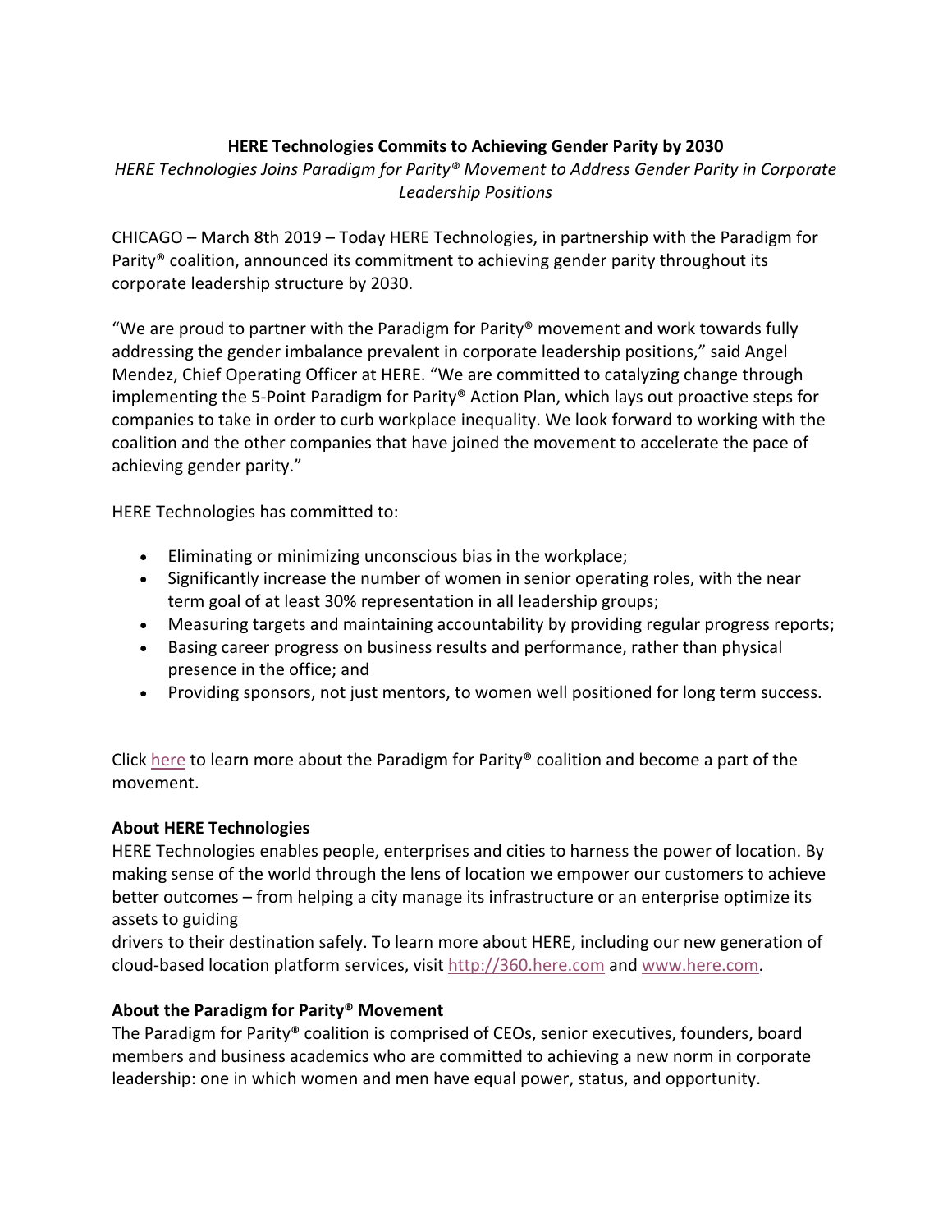**HERE Technologies Commits to Achieving Gender Parity by 2030**

*HERE Technologies Joins Paradigm for Parity® Movement to Address Gender Parity in Corporate Leadership Positions*

CHICAGO – March 8th 2019 – Today HERE Technologies, in partnership with the Paradigm for Parity® coalition, announced its commitment to achieving gender parity throughout its corporate leadership structure by 2030.

"We are proud to partner with the Paradigm for Parity® movement and work towards fully addressing the gender imbalance prevalent in corporate leadership positions," said Angel Mendez, Chief Operating Officer at HERE. "We are committed to catalyzing change through implementing the 5-Point Paradigm for Parity® Action Plan, which lays out proactive steps for companies to take in order to curb workplace inequality. We look forward to working with the coalition and the other companies that have joined the movement to accelerate the pace of achieving gender parity."

HERE Technologies has committed to:

- Eliminating or minimizing unconscious bias in the workplace;
- Significantly increase the number of women in senior operating roles, with the near term goal of at least 30% representation in all leadership groups;
- Measuring targets and maintaining accountability by providing regular progress reports;
- Basing career progress on business results and performance, rather than physical presence in the office; and
- Providing sponsors, not just mentors, to women well positioned for long term success.

Click here to learn more about the Paradigm for Parity® coalition and become a part of the movement.

**About HERE Technologies**

HERE Technologies enables people, enterprises and cities to harness the power of location. By making sense of the world through the lens of location we empower our customers to achieve better outcomes – from helping a city manage its infrastructure or an enterprise optimize its assets to guiding drivers to their destination safely. To learn more about HERE, including our new generation of cloud-based location platform services, visit http://360.here.com and www.here.com.

**About the Paradigm for Parity® Movement**

The Paradigm for Parity® coalition is comprised of CEOs, senior executives, founders, board members and business academics who are committed to achieving a new norm in corporate leadership: one in which women and men have equal power, status, and opportunity.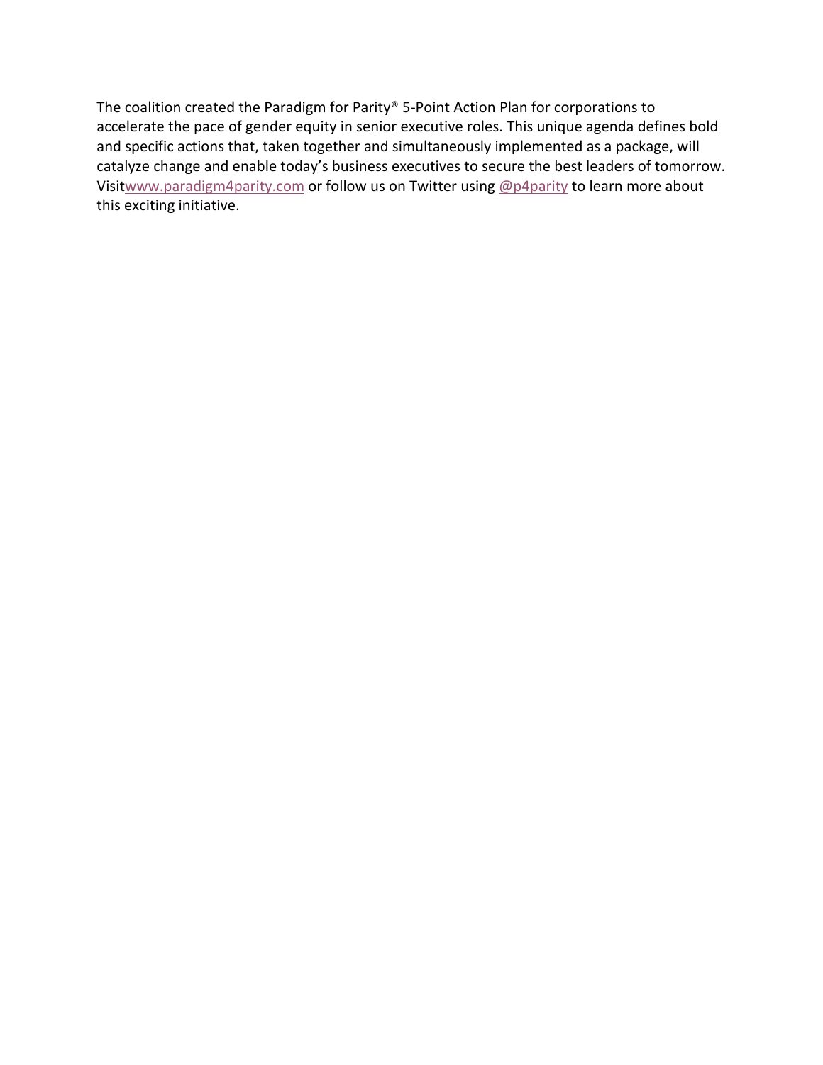The coalition created the Paradigm for Parity® 5-Point Action Plan for corporations to accelerate the pace of gender equity in senior executive roles. This unique agenda defines bold and specific actions that, taken together and simultaneously implemented as a package, will catalyze change and enable today's business executives to secure the best leaders of tomorrow. Visit[www.paradigm4parity.com](www.paradigm4parity.com) or follow us on Twitter using [@p4parity](@p4parity) to learn more about this exciting initiative.